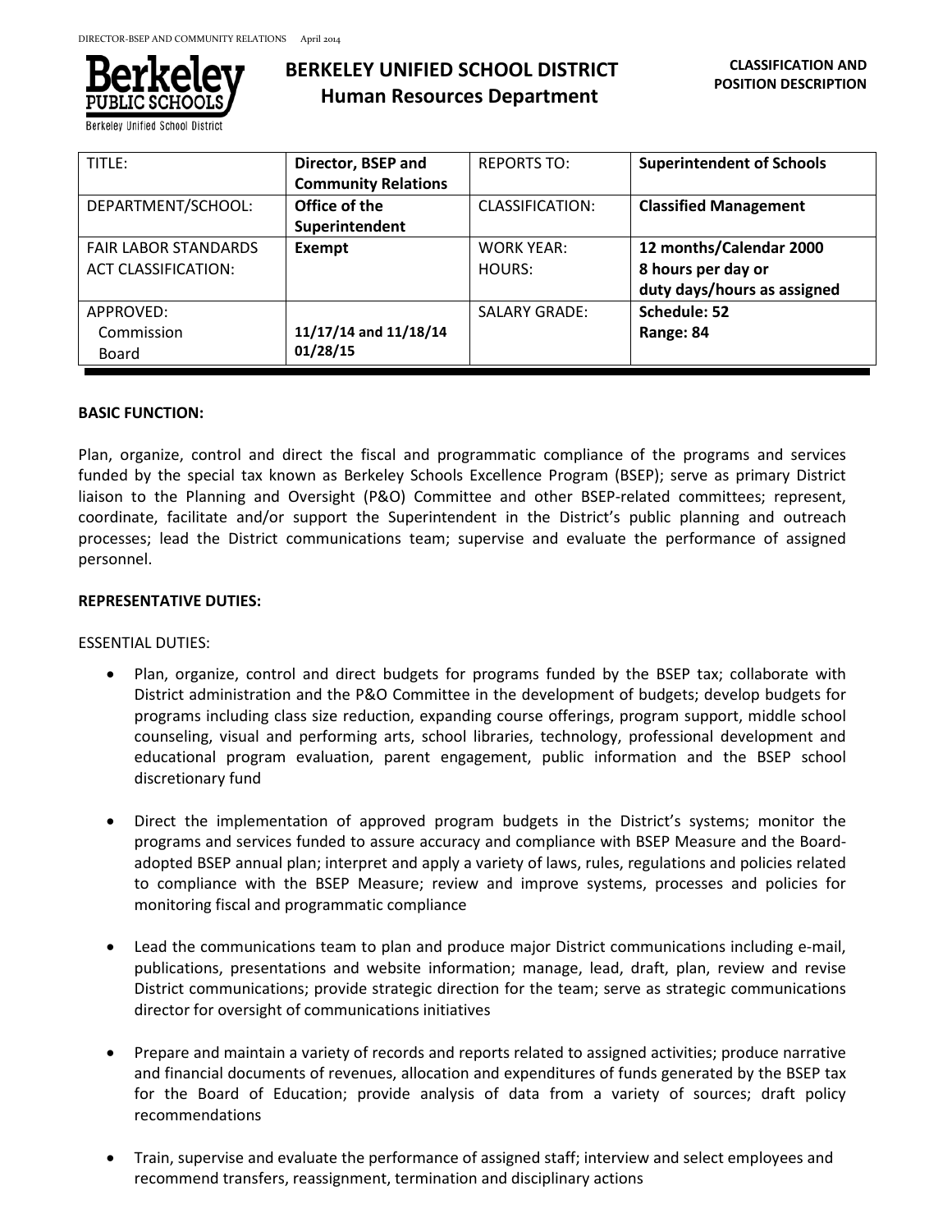# BERKELEY UNIFIED SCHOOL DISTRICT
## Human Resources Department

**CLASSIFICATION AND POSITION DESCRIPTION**

| | | | |
|---|---|---|---|
| TITLE: | **Director, BSEP and Community Relations** | REPORTS TO: | **Superintendent of Schools** |
| DEPARTMENT/SCHOOL: | **Office of the Superintendent** | CLASSIFICATION: | **Classified Management** |
| FAIR LABOR STANDARDS ACT CLASSIFICATION: | **Exempt** | WORK YEAR: HOURS: | **12 months/Calendar 2000 8 hours per day or duty days/hours as assigned** |
| APPROVED: Commission Board | **11/17/14 and 11/18/14 01/28/15** | SALARY GRADE: | **Schedule: 52 Range: 84** |

**BASIC FUNCTION:**

Plan, organize, control and direct the fiscal and programmatic compliance of the programs and services funded by the special tax known as Berkeley Schools Excellence Program (BSEP); serve as primary District liaison to the Planning and Oversight (P&O) Committee and other BSEP-related committees; represent, coordinate, facilitate and/or support the Superintendent in the District's public planning and outreach processes; lead the District communications team; supervise and evaluate the performance of assigned personnel.

**REPRESENTATIVE DUTIES:**

ESSENTIAL DUTIES:

- Plan, organize, control and direct budgets for programs funded by the BSEP tax; collaborate with District administration and the P&O Committee in the development of budgets; develop budgets for programs including class size reduction, expanding course offerings, program support, middle school counseling, visual and performing arts, school libraries, technology, professional development and educational program evaluation, parent engagement, public information and the BSEP school discretionary fund

- Direct the implementation of approved program budgets in the District's systems; monitor the programs and services funded to assure accuracy and compliance with BSEP Measure and the Board-adopted BSEP annual plan; interpret and apply a variety of laws, rules, regulations and policies related to compliance with the BSEP Measure; review and improve systems, processes and policies for monitoring fiscal and programmatic compliance

- Lead the communications team to plan and produce major District communications including e-mail, publications, presentations and website information; manage, lead, draft, plan, review and revise District communications; provide strategic direction for the team; serve as strategic communications director for oversight of communications initiatives

- Prepare and maintain a variety of records and reports related to assigned activities; produce narrative and financial documents of revenues, allocation and expenditures of funds generated by the BSEP tax for the Board of Education; provide analysis of data from a variety of sources; draft policy recommendations

- Train, supervise and evaluate the performance of assigned staff; interview and select employees and recommend transfers, reassignment, termination and disciplinary actions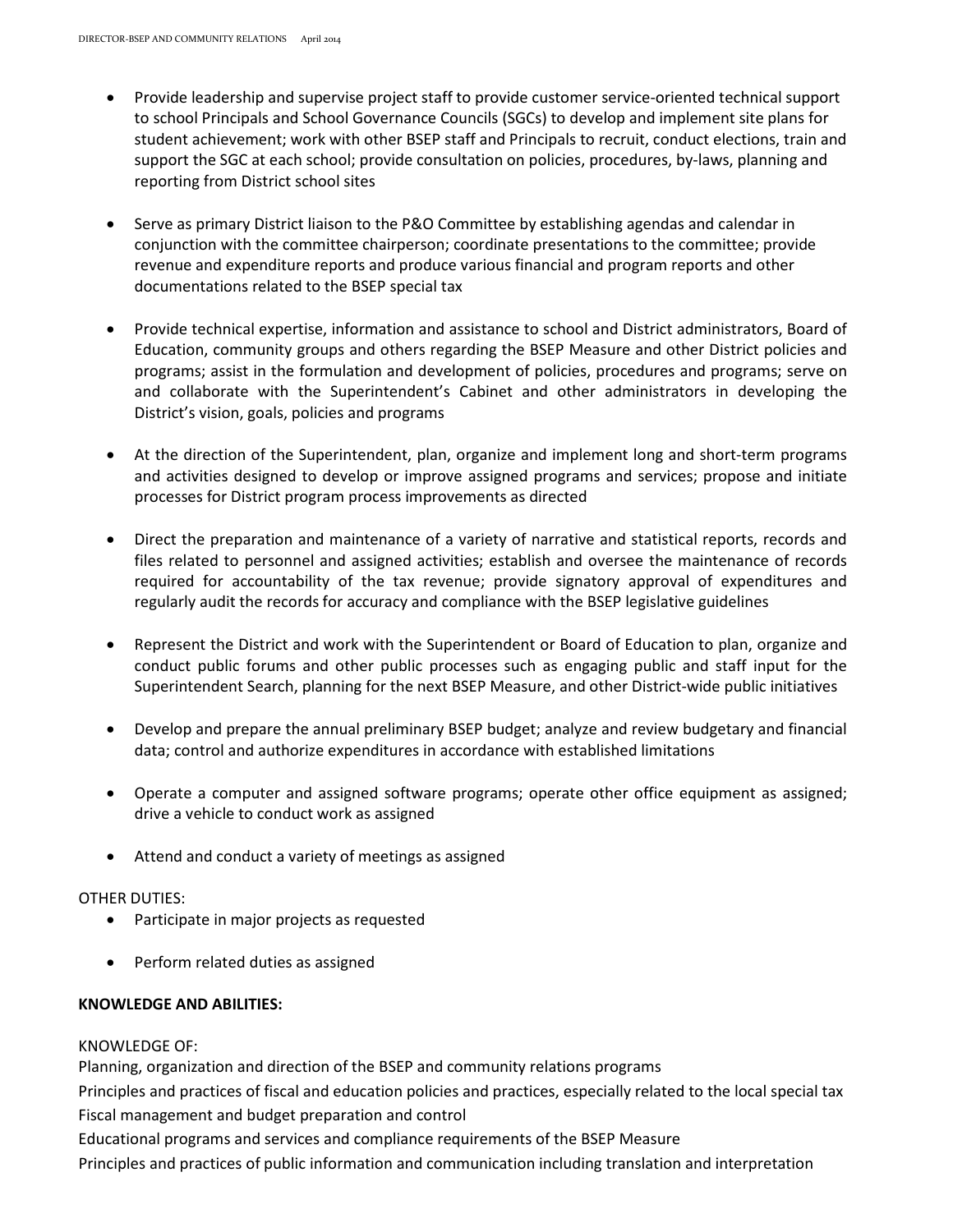- Provide leadership and supervise project staff to provide customer service-oriented technical support to school Principals and School Governance Councils (SGCs) to develop and implement site plans for student achievement; work with other BSEP staff and Principals to recruit, conduct elections, train and support the SGC at each school; provide consultation on policies, procedures, by-laws, planning and reporting from District school sites

- Serve as primary District liaison to the P&O Committee by establishing agendas and calendar in conjunction with the committee chairperson; coordinate presentations to the committee; provide revenue and expenditure reports and produce various financial and program reports and other documentations related to the BSEP special tax

- Provide technical expertise, information and assistance to school and District administrators, Board of Education, community groups and others regarding the BSEP Measure and other District policies and programs; assist in the formulation and development of policies, procedures and programs; serve on and collaborate with the Superintendent's Cabinet and other administrators in developing the District's vision, goals, policies and programs

- At the direction of the Superintendent, plan, organize and implement long and short-term programs and activities designed to develop or improve assigned programs and services; propose and initiate processes for District program process improvements as directed

- Direct the preparation and maintenance of a variety of narrative and statistical reports, records and files related to personnel and assigned activities; establish and oversee the maintenance of records required for accountability of the tax revenue; provide signatory approval of expenditures and regularly audit the records for accuracy and compliance with the BSEP legislative guidelines

- Represent the District and work with the Superintendent or Board of Education to plan, organize and conduct public forums and other public processes such as engaging public and staff input for the Superintendent Search, planning for the next BSEP Measure, and other District-wide public initiatives

- Develop and prepare the annual preliminary BSEP budget; analyze and review budgetary and financial data; control and authorize expenditures in accordance with established limitations

- Operate a computer and assigned software programs; operate other office equipment as assigned; drive a vehicle to conduct work as assigned

- Attend and conduct a variety of meetings as assigned

OTHER DUTIES:

- Participate in major projects as requested

- Perform related duties as assigned

**KNOWLEDGE AND ABILITIES:**

KNOWLEDGE OF:

Planning, organization and direction of the BSEP and community relations programs

Principles and practices of fiscal and education policies and practices, especially related to the local special tax

Fiscal management and budget preparation and control

Educational programs and services and compliance requirements of the BSEP Measure

Principles and practices of public information and communication including translation and interpretation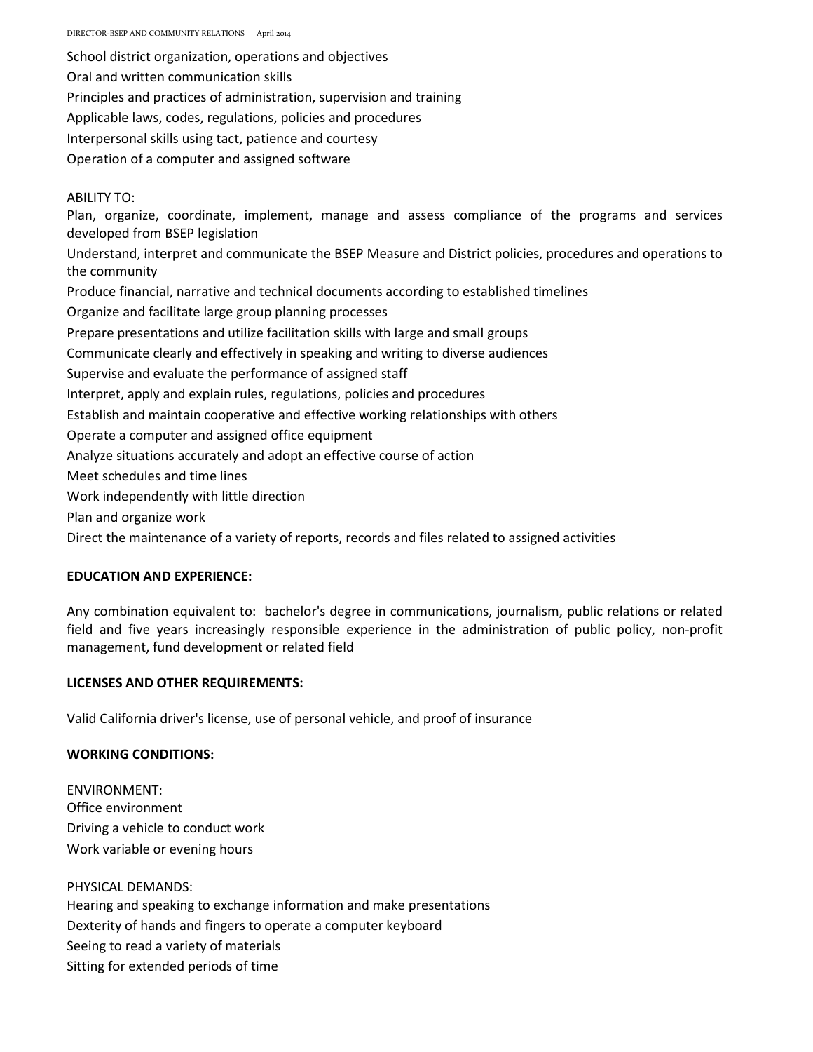School district organization, operations and objectives
Oral and written communication skills
Principles and practices of administration, supervision and training
Applicable laws, codes, regulations, policies and procedures
Interpersonal skills using tact, patience and courtesy
Operation of a computer and assigned software

ABILITY TO:
Plan, organize, coordinate, implement, manage and assess compliance of the programs and services developed from BSEP legislation
Understand, interpret and communicate the BSEP Measure and District policies, procedures and operations to the community
Produce financial, narrative and technical documents according to established timelines
Organize and facilitate large group planning processes
Prepare presentations and utilize facilitation skills with large and small groups
Communicate clearly and effectively in speaking and writing to diverse audiences
Supervise and evaluate the performance of assigned staff
Interpret, apply and explain rules, regulations, policies and procedures
Establish and maintain cooperative and effective working relationships with others
Operate a computer and assigned office equipment
Analyze situations accurately and adopt an effective course of action
Meet schedules and time lines
Work independently with little direction
Plan and organize work
Direct the maintenance of a variety of reports, records and files related to assigned activities

**EDUCATION AND EXPERIENCE:**

Any combination equivalent to: bachelor's degree in communications, journalism, public relations or related field and five years increasingly responsible experience in the administration of public policy, non-profit management, fund development or related field

**LICENSES AND OTHER REQUIREMENTS:**

Valid California driver's license, use of personal vehicle, and proof of insurance

**WORKING CONDITIONS:**

ENVIRONMENT:
Office environment
Driving a vehicle to conduct work
Work variable or evening hours

PHYSICAL DEMANDS:
Hearing and speaking to exchange information and make presentations
Dexterity of hands and fingers to operate a computer keyboard
Seeing to read a variety of materials
Sitting for extended periods of time